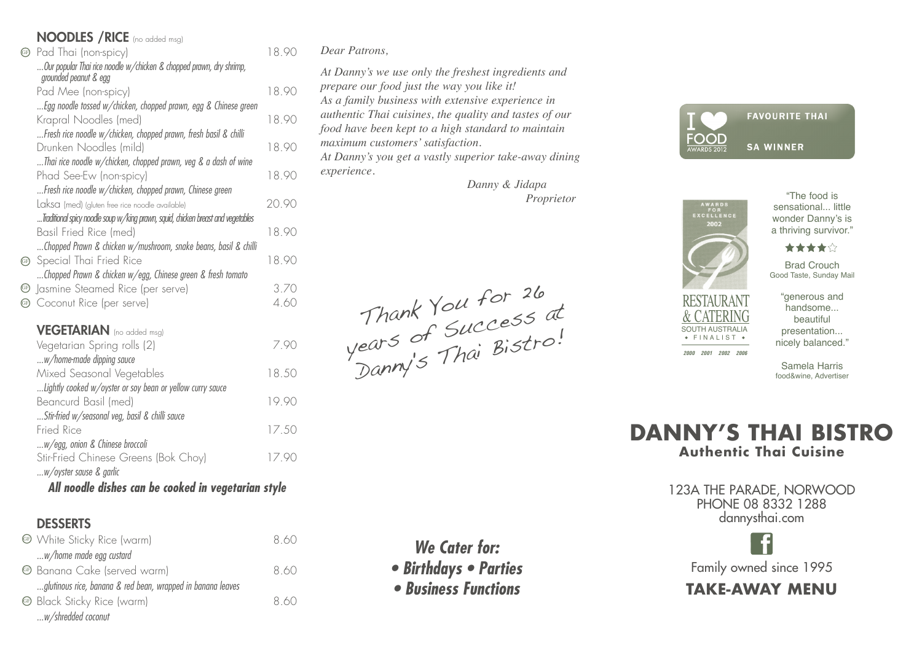## NOODLES /RICE (no added msg)

| Item | Price |
|---|---|
| GF Pad Thai (non-spicy) | 18.90 |
| *...Our popular Thai rice noodle w/chicken & chopped prawn, dry shrimp, grounded peanut & egg* | |
| Pad Mee (non-spicy) | 18.90 |
| *...Egg noodle tossed w/chicken, chopped prawn, egg & Chinese green* | |
| Krapral Noodles (med) | 18.90 |
| *...Fresh rice noodle w/chicken, chopped prawn, fresh basil & chilli* | |
| Drunken Noodles (mild) | 18.90 |
| *...Thai rice noodle w/chicken, chopped prawn, veg & a dash of wine* | |
| Phad See-Ew (non-spicy) | 18.90 |
| *...Fresh rice noodle w/chicken, chopped prawn, Chinese green* | |
| Laksa (med) (gluten free rice noodle available) | 20.90 |
| *...Traditional spicy noodle soup w/king prawn, squid, chicken breast and vegetables* | |
| Basil Fried Rice (med) | 18.90 |
| *...Chopped Prawn & chicken w/mushroom, snake beans, basil & chilli* | |
| GF Special Thai Fried Rice | 18.90 |
| *...Chopped Prawn & chicken w/egg, Chinese green & fresh tomato* | |
| GF Jasmine Steamed Rice (per serve) | 3.70 |
| GF Coconut Rice (per serve) | 4.60 |

## VEGETARIAN (no added msg)

| Item | Price |
|---|---|
| Vegetarian Spring rolls (2) | 7.90 |
| *...w/home-made dipping sauce* | |
| Mixed Seasonal Vegetables | 18.50 |
| *...Lightly cooked w/oyster or soy bean or yellow curry sauce* | |
| Beancurd Basil (med) | 19.90 |
| *...Stir-fried w/seasonal veg, basil & chilli sauce* | |
| Fried Rice | 17.50 |
| *...w/egg, onion & Chinese broccoli* | |
| Stir-Fried Chinese Greens (Bok Choy) | 17.90 |
| *...w/oyster sause & garlic* | |

***All noodle dishes can be cooked in vegetarian style***

## DESSERTS

| Item | Price |
|---|---|
| GF White Sticky Rice (warm) | 8.60 |
| *...w/home made egg custard* | |
| GF Banana Cake (served warm) | 8.60 |
| *...glutinous rice, banana & red bean, wrapped in banana leaves* | |
| GF Black Sticky Rice (warm) | 8.60 |
| *...w/shredded coconut* | |

*Dear Patrons,*

*At Danny's we use only the freshest ingredients and prepare our food just the way you like it!*
*As a family business with extensive experience in authentic Thai cuisines, the quality and tastes of our food have been kept to a high standard to maintain maximum customers' satisfaction.*
*At Danny's you get a vastly superior take-away dining experience.*

*Danny & Jidapa*
*Proprietor*

Thank You for 26 years of Success at Danny's Thai Bistro!

***We Cater for:***
- ***Birthdays***
- ***Parties***
- ***Business Functions***

I ❤ FOOD AWARDS 2012 — FAVOURITE THAI — SA WINNER

AWARDS FOR EXCELLENCE 2002 — RESTAURANT & CATERING SOUTH AUSTRALIA • FINALIST • 2000 2001 2002 2006

"The food is sensational... little wonder Danny's is a thriving survivor."

★★★★☆

Brad Crouch
Good Taste, Sunday Mail

"generous and handsome... beautiful presentation... nicely balanced."

Samela Harris
food&wine, Advertiser

# DANNY'S THAI BISTRO

**Authentic Thai Cuisine**

123A THE PARADE, NORWOOD
PHONE 08 8332 1288
dannysthai.com

Family owned since 1995

**TAKE-AWAY MENU**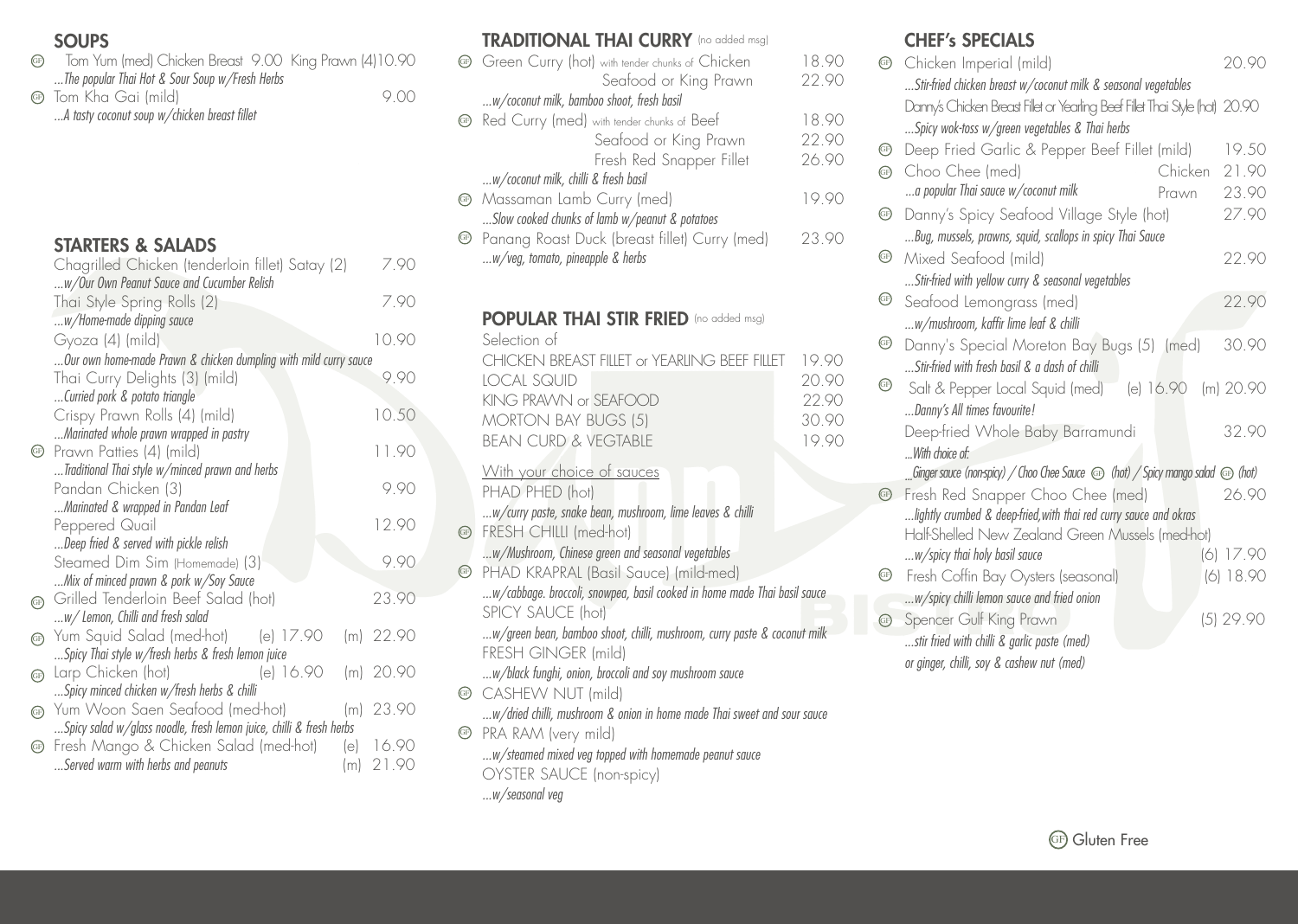## SOUPS

(GF) Tom Yum (med) Chicken Breast 9.00 King Prawn (4)10.90
*...The popular Thai Hot & Sour Soup w/Fresh Herbs*

(GF) Tom Kha Gai (mild) 9.00
*...A tasty coconut soup w/chicken breast fillet*

## STARTERS & SALADS

Chagrilled Chicken (tenderloin fillet) Satay (2) 7.90
*...w/Our Own Peanut Sauce and Cucumber Relish*

Thai Style Spring Rolls (2) 7.90
*...w/Home-made dipping sauce*

Gyoza (4) (mild) 10.90
*...Our own home-made Prawn & chicken dumpling with mild curry sauce*

Thai Curry Delights (3) (mild) 9.90
*...Curried pork & potato triangle*

Crispy Prawn Rolls (4) (mild) 10.50
*...Marinated whole prawn wrapped in pastry*

(GF) Prawn Patties (4) (mild) 11.90
*...Traditional Thai style w/minced prawn and herbs*

Pandan Chicken (3) 9.90
*...Marinated & wrapped in Pandan Leaf*

Peppered Quail 12.90
*...Deep fried & served with pickle relish*

Steamed Dim Sim (Homemade) (3) 9.90
*...Mix of minced prawn & pork w/Soy Sauce*

(GF) Grilled Tenderloin Beef Salad (hot) 23.90
*...w/ Lemon, Chilli and fresh salad*

(GF) Yum Squid Salad (med-hot) (e) 17.90 (m) 22.90
*...Spicy Thai style w/fresh herbs & fresh lemon juice*

(GF) Larp Chicken (hot) (e) 16.90 (m) 20.90
*...Spicy minced chicken w/fresh herbs & chilli*

(GF) Yum Woon Saen Seafood (med-hot) (m) 23.90
*...Spicy salad w/glass noodle, fresh lemon juice, chilli & fresh herbs*

(GF) Fresh Mango & Chicken Salad (med-hot) (e) 16.90 (m) 21.90
*...Served warm with herbs and peanuts*

## TRADITIONAL THAI CURRY (no added msg)

(GF) Green Curry (hot) with tender chunks of Chicken 18.90
Seafood or King Prawn 22.90
*...w/coconut milk, bamboo shoot, fresh basil*

(GF) Red Curry (med) with tender chunks of Beef 18.90
Seafood or King Prawn 22.90
Fresh Red Snapper Fillet 26.90
*...w/coconut milk, chilli & fresh basil*

(GF) Massaman Lamb Curry (med) 19.90
*...Slow cooked chunks of lamb w/peanut & potatoes*

(GF) Panang Roast Duck (breast fillet) Curry (med) 23.90
*...w/veg, tomato, pineapple & herbs*

## POPULAR THAI STIR FRIED (no added msg)

Selection of

| | |
|---|---|
| CHICKEN BREAST FILLET or YEARLING BEEF FILLET | 19.90 |
| LOCAL SQUID | 20.90 |
| KING PRAWN or SEAFOOD | 22.90 |
| MORTON BAY BUGS (5) | 30.90 |
| BEAN CURD & VEGTABLE | 19.90 |

With your choice of sauces

PHAD PHED (hot)
*...w/curry paste, snake bean, mushroom, lime leaves & chilli*

(GF) FRESH CHILLI (med-hot)
*...w/Mushroom, Chinese green and seasonal vegetables*

(GF) PHAD KRAPRAL (Basil Sauce) (mild-med)
*...w/cabbage. broccoli, snowpea, basil cooked in home made Thai basil sauce*

SPICY SAUCE (hot)
*...w/green bean, bamboo shoot, chilli, mushroom, curry paste & coconut milk*

FRESH GINGER (mild)
*...w/black funghi, onion, broccoli and soy mushroom sauce*

(GF) CASHEW NUT (mild)
*...w/dried chilli, mushroom & onion in home made Thai sweet and sour sauce*

(GF) PRA RAM (very mild)
*...w/steamed mixed veg topped with homemade peanut sauce*

OYSTER SAUCE (non-spicy)
*...w/seasonal veg*

## CHEF's SPECIALS

(GF) Chicken Imperial (mild) 20.90
*...Stir-fried chicken breast w/coconut milk & seasonal vegetables*

Danny's Chicken Breast Fillet or Yearling Beef Fillet Thai Style (hot) 20.90
*...Spicy wok-toss w/green vegetables & Thai herbs*

(GF) Deep Fried Garlic & Pepper Beef Fillet (mild) 19.50

(GF) Choo Chee (med) Chicken 21.90 Prawn 23.90
*...a popular Thai sauce w/coconut milk*

(GF) Danny's Spicy Seafood Village Style (hot) 27.90
*...Bug, mussels, prawns, squid, scallops in spicy Thai Sauce*

(GF) Mixed Seafood (mild) 22.90
*...Stir-fried with yellow curry & seasonal vegetables*

(GF) Seafood Lemongrass (med) 22.90
*...w/mushroom, kaffir lime leaf & chilli*

(GF) Danny's Special Moreton Bay Bugs (5) (med) 30.90
*...Stir-fried with fresh basil & a dash of chilli*

(GF) Salt & Pepper Local Squid (med) (e) 16.90 (m) 20.90
*...Danny's All times favourite!*

Deep-fried Whole Baby Barramundi 32.90
*...With choice of:*
*...Ginger sauce (non-spicy) / Choo Chee Sauce (GF) (hot) / Spicy mango salad (GF) (hot)*

(GF) Fresh Red Snapper Choo Chee (med) 26.90
*...lightly crumbed & deep-fried, with thai red curry sauce and okras*

Half-Shelled New Zealand Green Mussels (med-hot) (6) 17.90
*...w/spicy thai holy basil sauce*

(GF) Fresh Coffin Bay Oysters (seasonal) (6) 18.90
*...w/spicy chilli lemon sauce and fried onion*

(GF) Spencer Gulf King Prawn (5) 29.90
*...stir fried with chilli & garlic paste (med)*
*or ginger, chilli, soy & cashew nut (med)*

(GF) Gluten Free